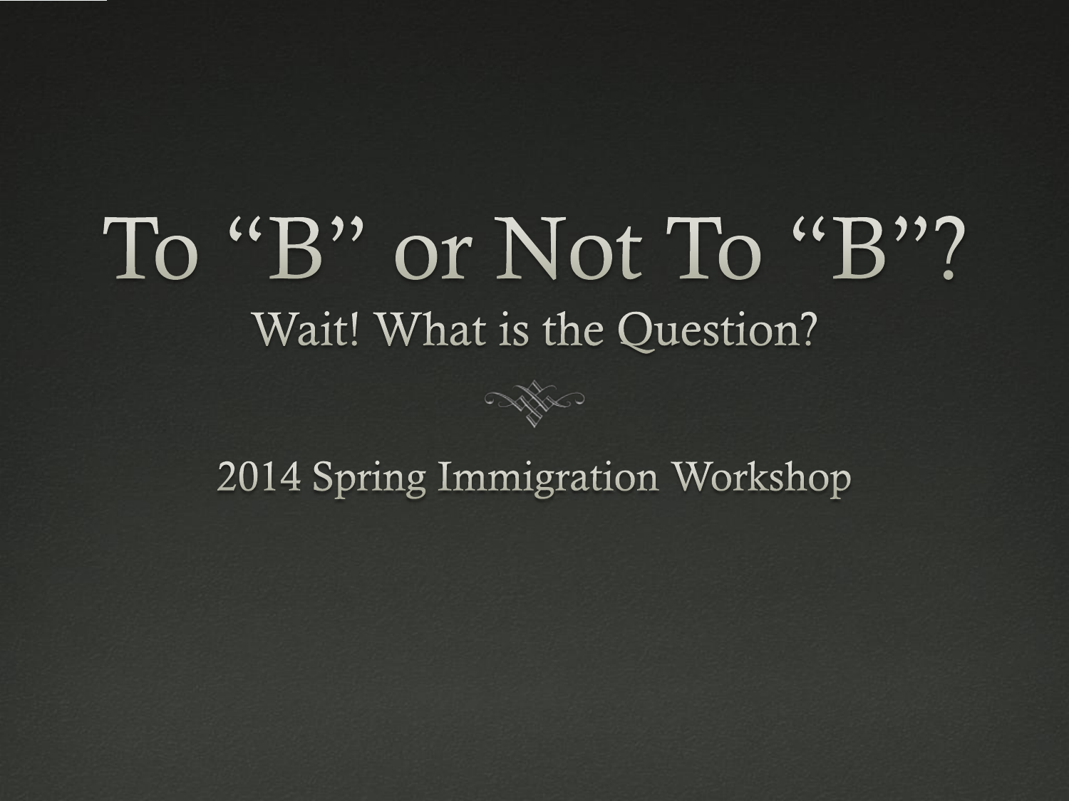# To "B" or Not To "B"?

## Wait! What is the Question?

2014 Spring Immigration Workshop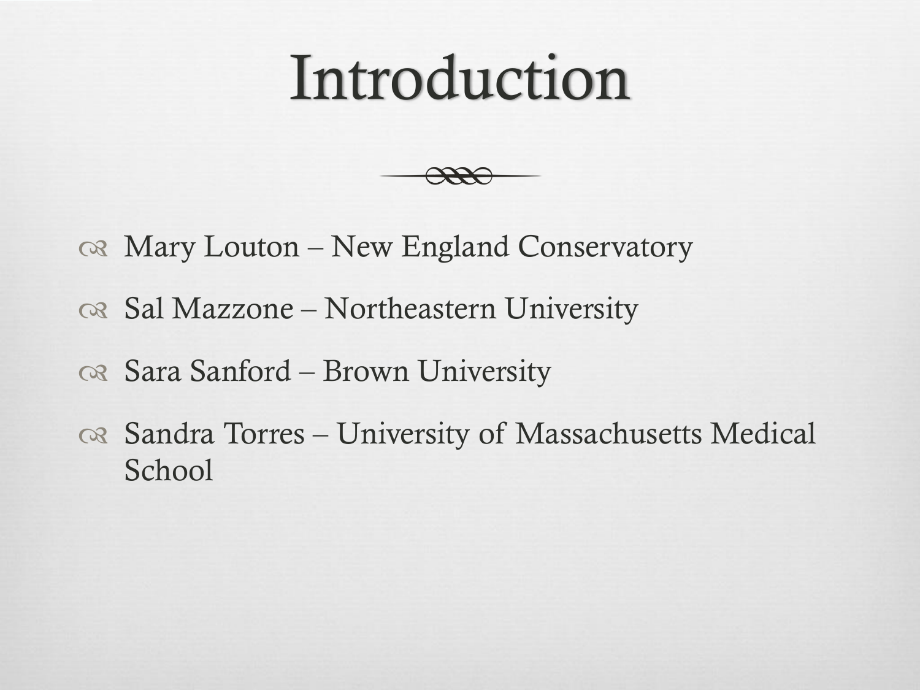# Introduction

- Mary Louton – New England Conservatory
- Sal Mazzone – Northeastern University
- Sara Sanford – Brown University
- Sandra Torres – University of Massachusetts Medical School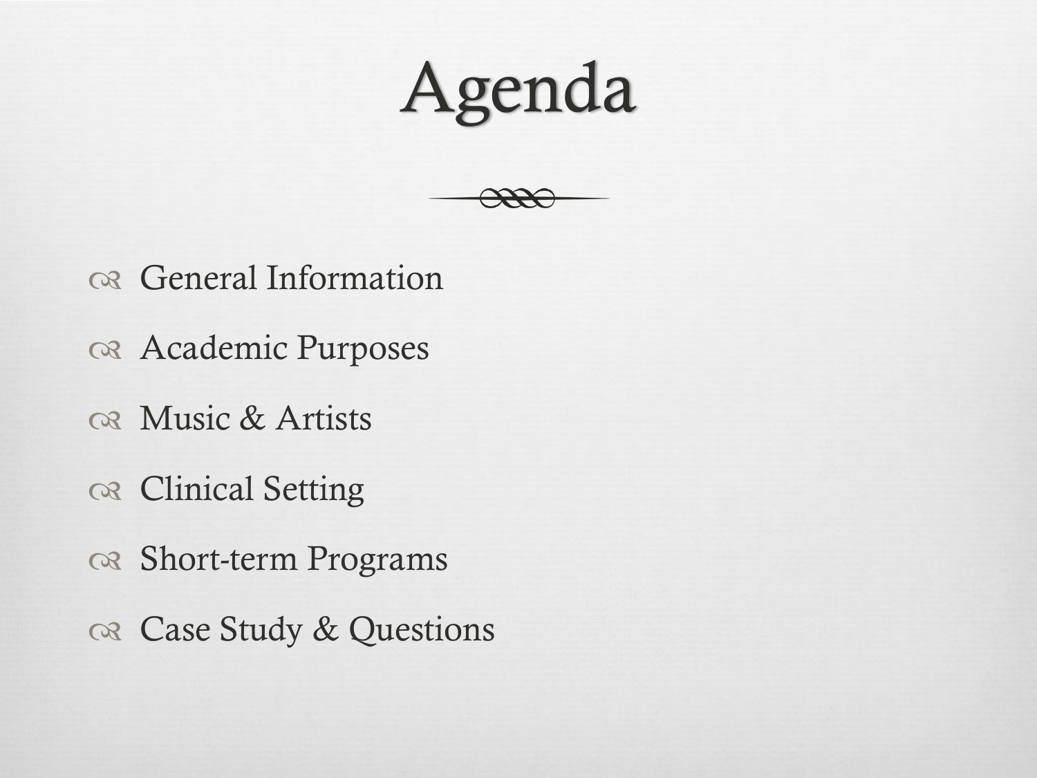# Agenda

- General Information
- Academic Purposes
- Music & Artists
- Clinical Setting
- Short-term Programs
- Case Study & Questions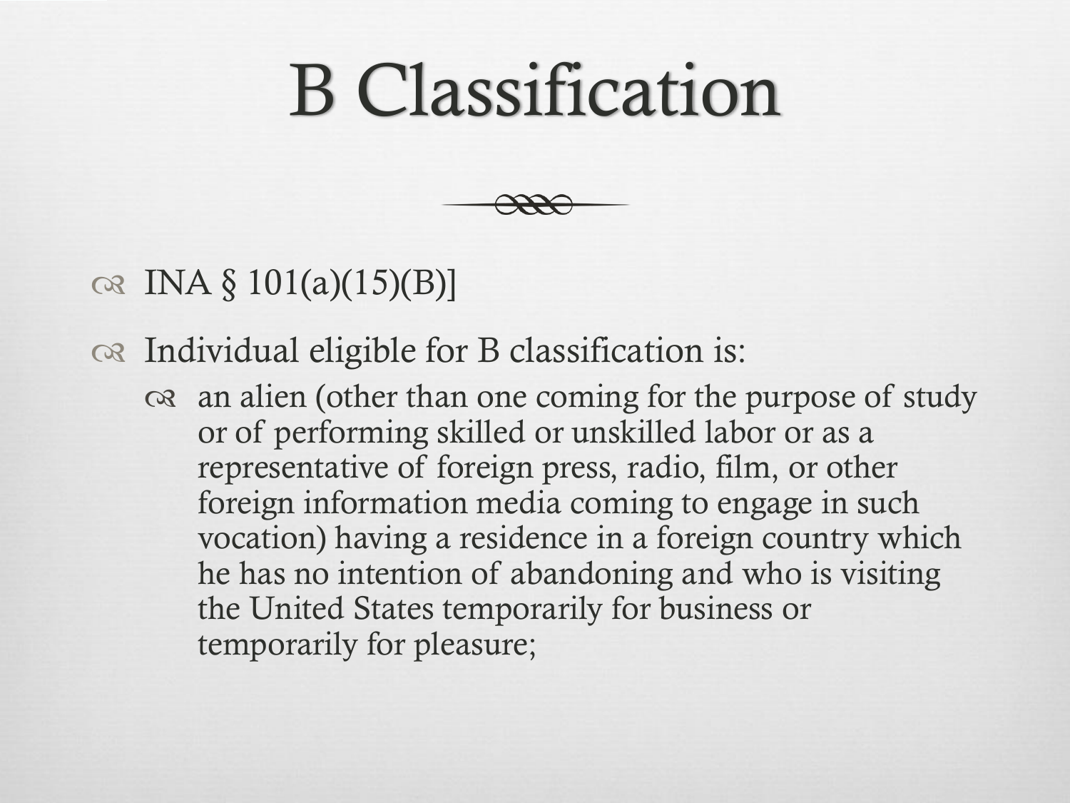# B Classification

- INA § 101(a)(15)(B)]
- Individual eligible for B classification is:
  - an alien (other than one coming for the purpose of study or of performing skilled or unskilled labor or as a representative of foreign press, radio, film, or other foreign information media coming to engage in such vocation) having a residence in a foreign country which he has no intention of abandoning and who is visiting the United States temporarily for business or temporarily for pleasure;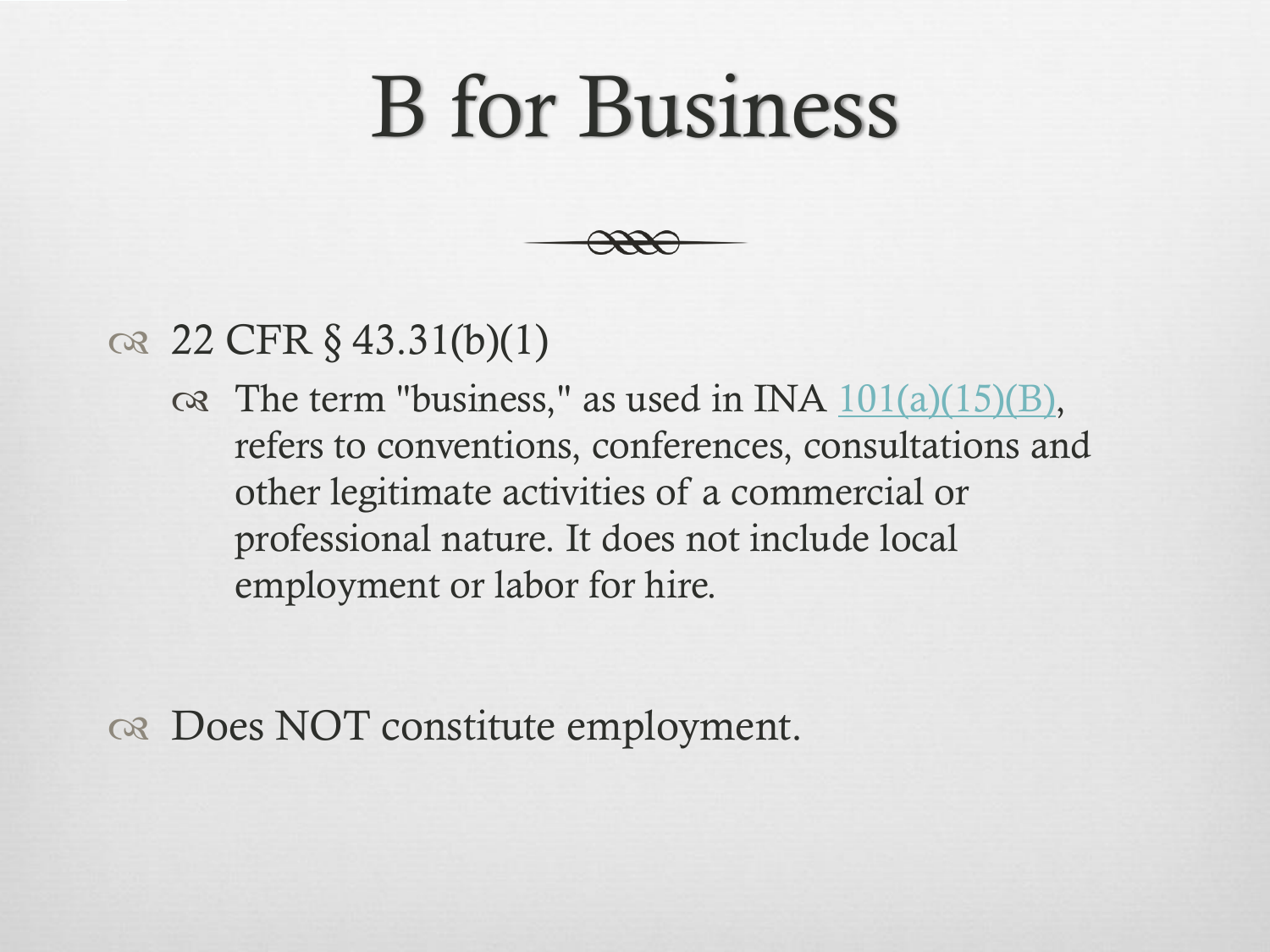# B for Business

- 22 CFR § 43.31(b)(1)
  - The term "business," as used in INA 101(a)(15)(B), refers to conventions, conferences, consultations and other legitimate activities of a commercial or professional nature. It does not include local employment or labor for hire.

- Does NOT constitute employment.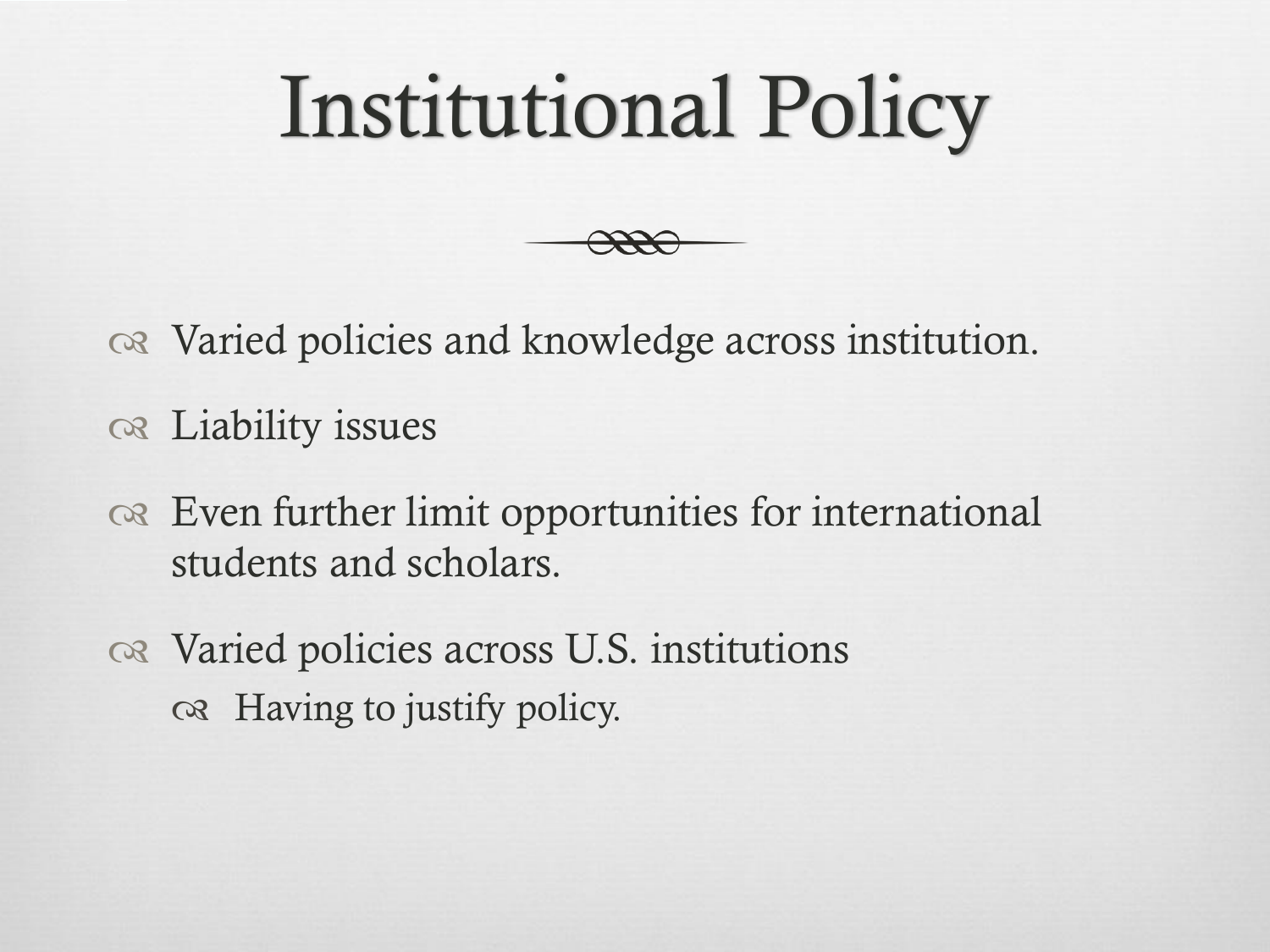# Institutional Policy

- Varied policies and knowledge across institution.
- Liability issues
- Even further limit opportunities for international students and scholars.
- Varied policies across U.S. institutions
  - Having to justify policy.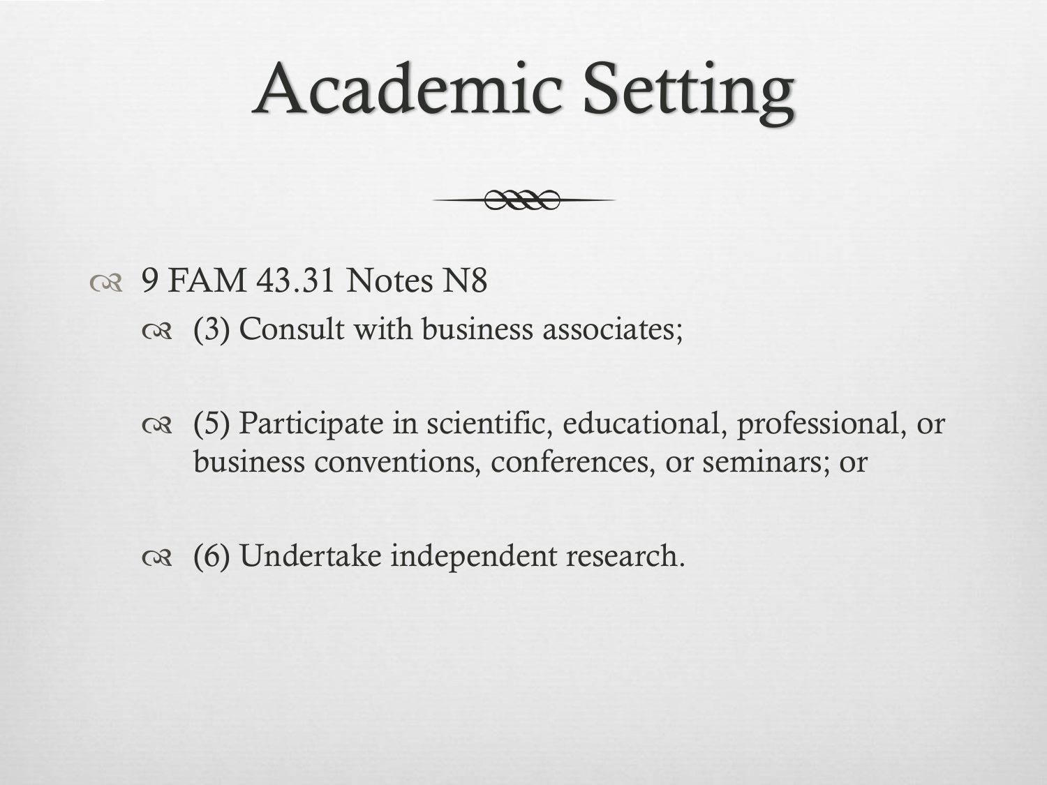# Academic Setting

- 9 FAM 43.31 Notes N8
  - (3) Consult with business associates;
  - (5) Participate in scientific, educational, professional, or business conventions, conferences, or seminars; or
  - (6) Undertake independent research.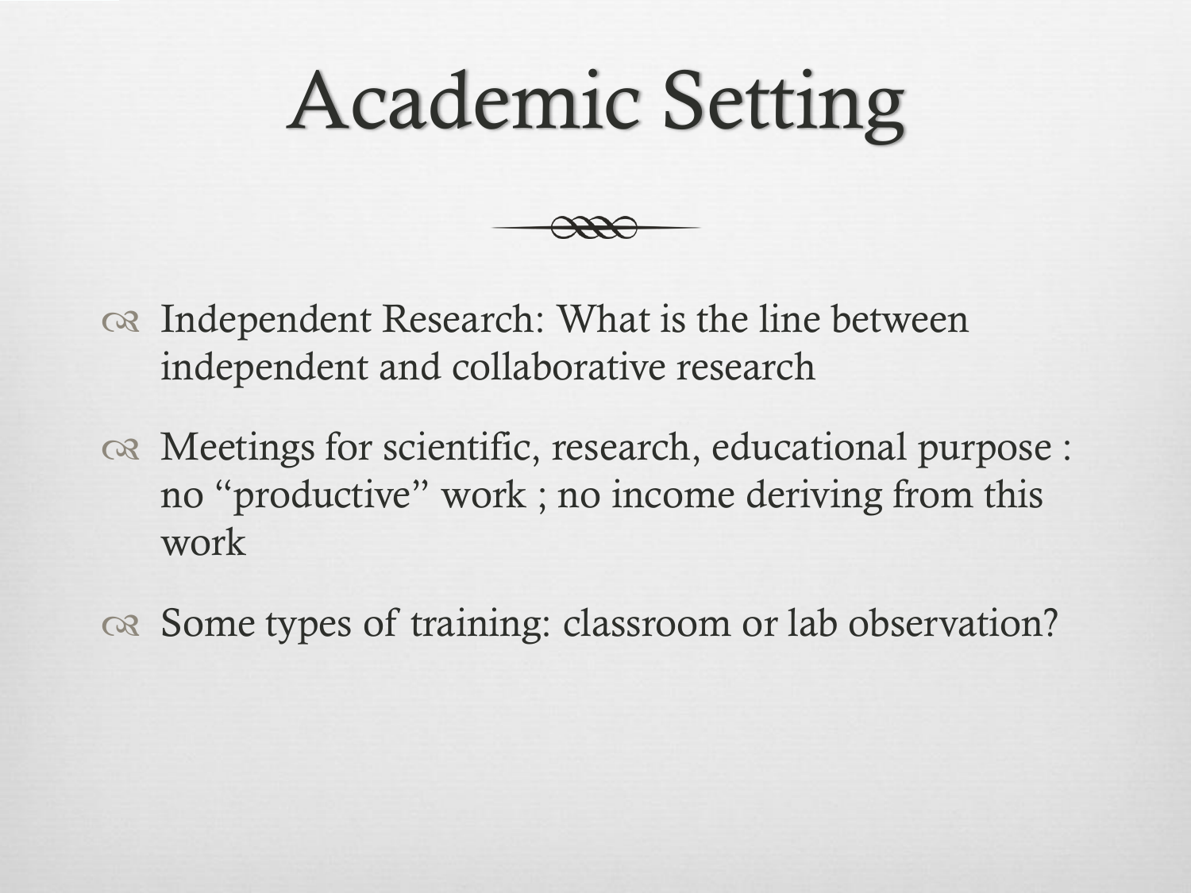# Academic Setting

- Independent Research: What is the line between independent and collaborative research
- Meetings for scientific, research, educational purpose : no "productive" work ; no income deriving from this work
- Some types of training: classroom or lab observation?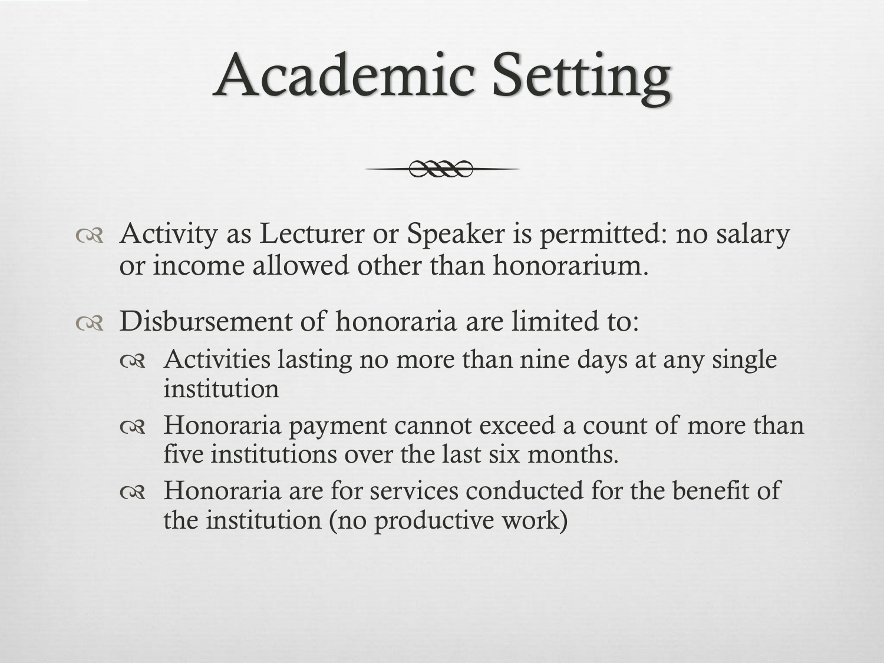# Academic Setting

- Activity as Lecturer or Speaker is permitted: no salary or income allowed other than honorarium.
- Disbursement of honoraria are limited to:
  - Activities lasting no more than nine days at any single institution
  - Honoraria payment cannot exceed a count of more than five institutions over the last six months.
  - Honoraria are for services conducted for the benefit of the institution (no productive work)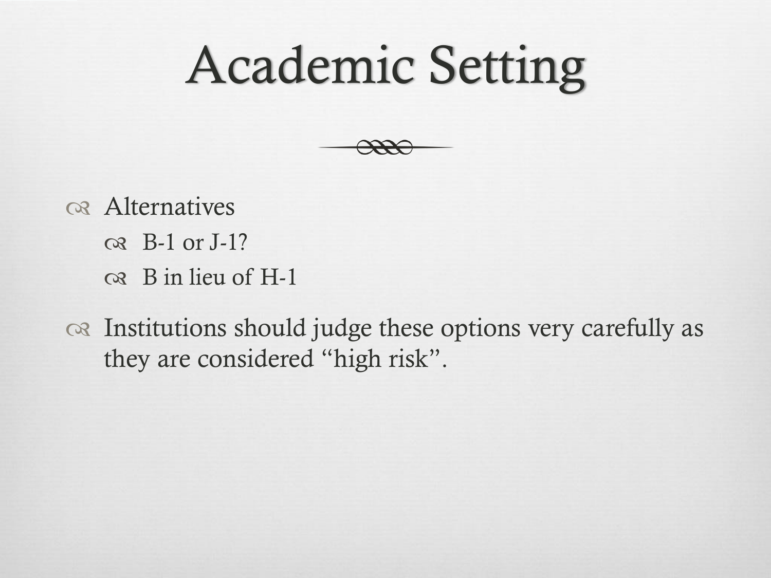# Academic Setting

- Alternatives
  - B-1 or J-1?
  - B in lieu of H-1
- Institutions should judge these options very carefully as they are considered “high risk”.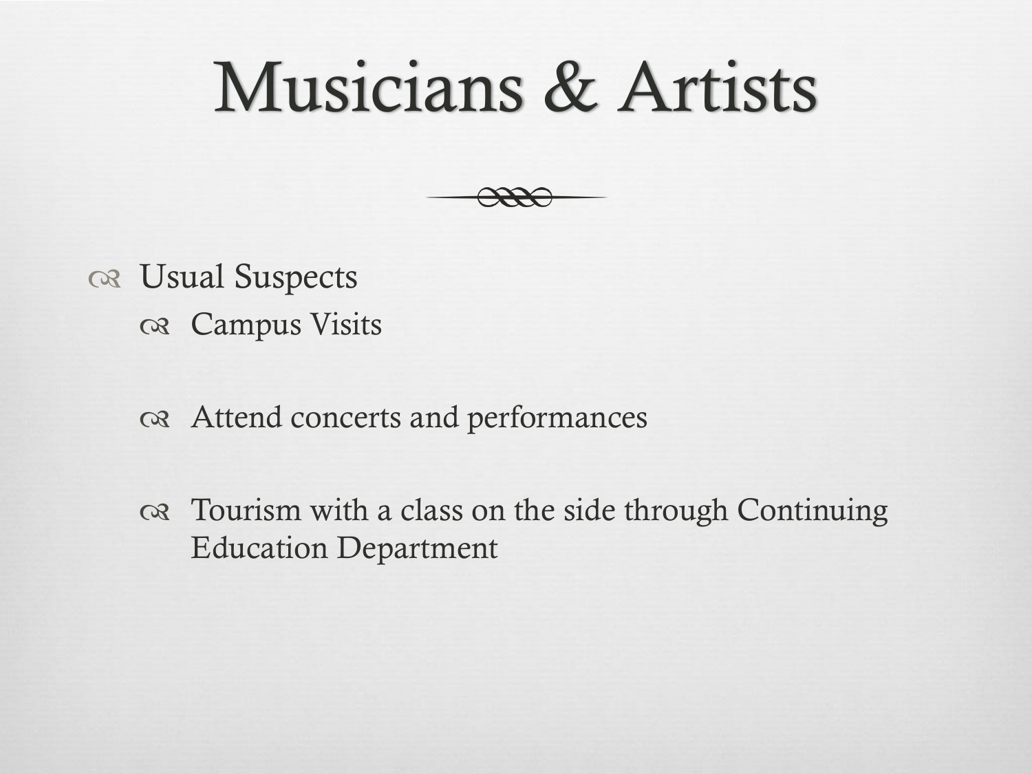# Musicians & Artists

- Usual Suspects
  - Campus Visits
  - Attend concerts and performances
  - Tourism with a class on the side through Continuing Education Department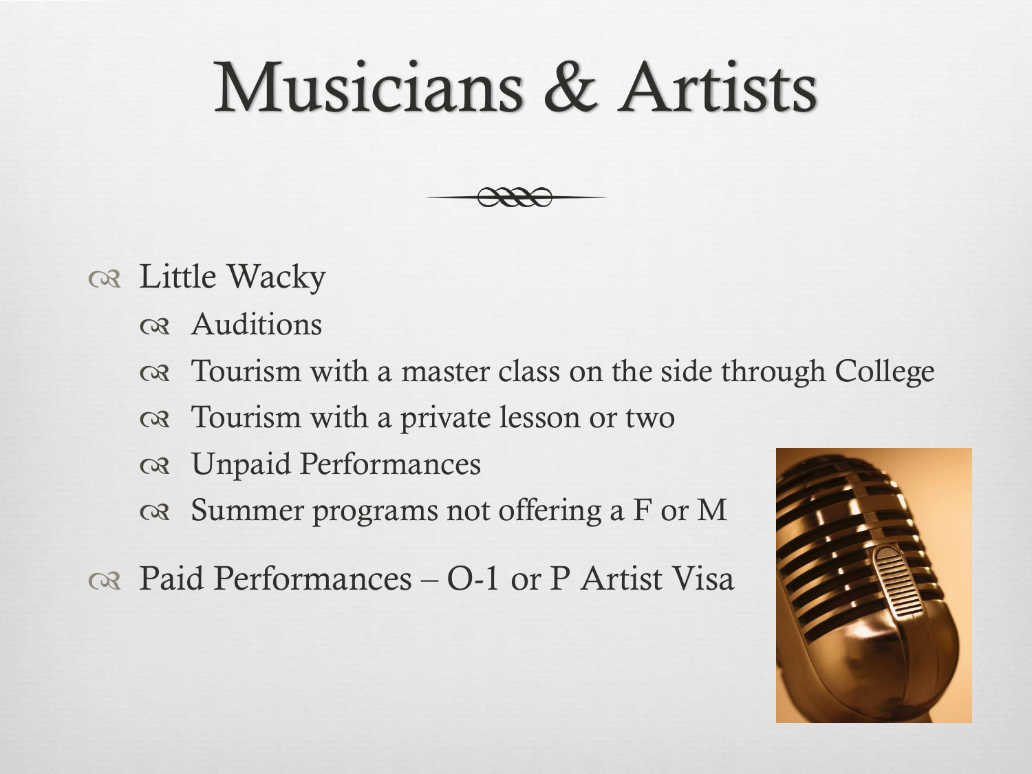# Musicians & Artists

- Little Wacky
  - Auditions
  - Tourism with a master class on the side through College
  - Tourism with a private lesson or two
  - Unpaid Performances
  - Summer programs not offering a F or M
- Paid Performances – O-1 or P Artist Visa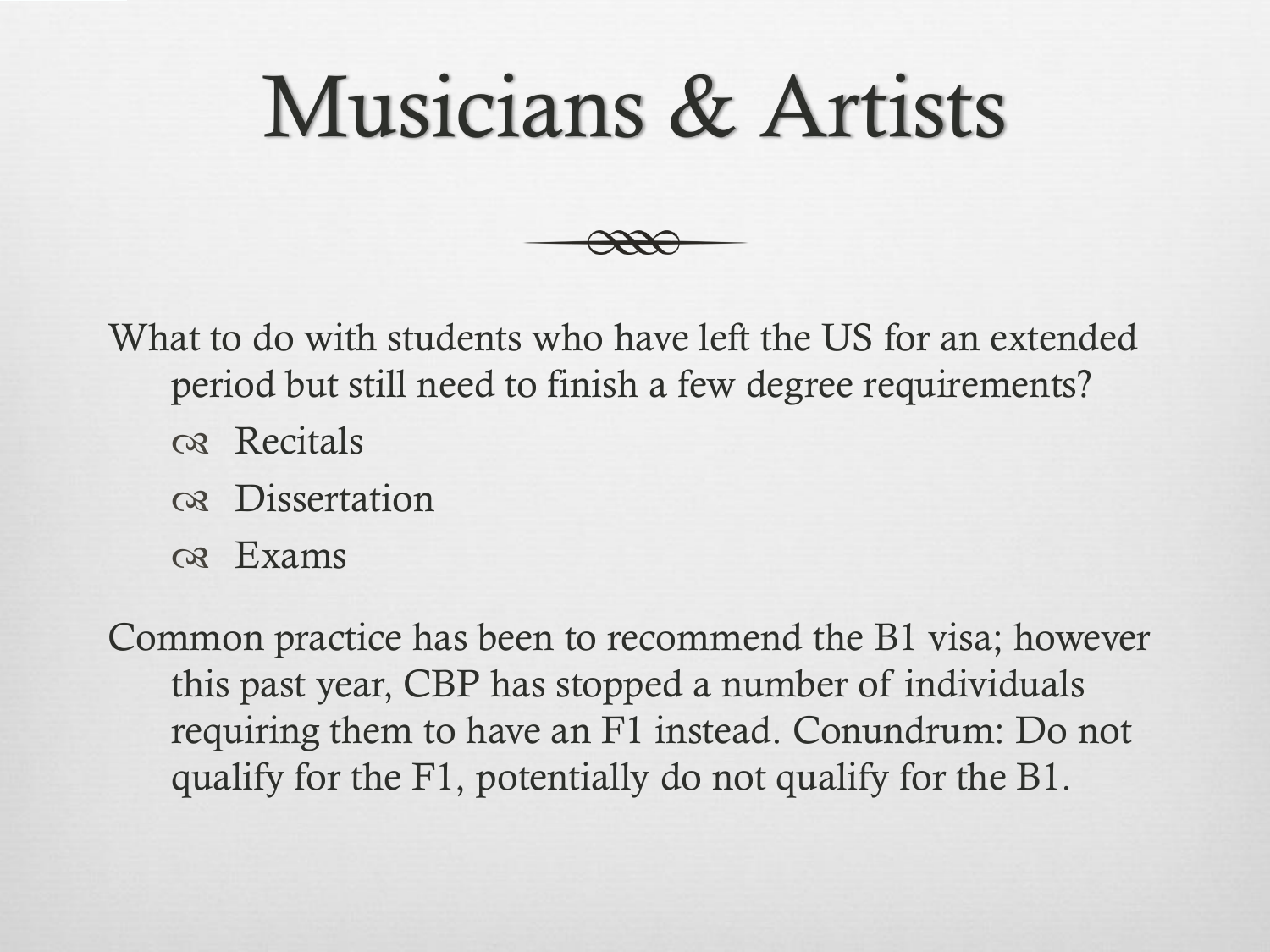# Musicians & Artists

What to do with students who have left the US for an extended period but still need to finish a few degree requirements?

- Recitals
- Dissertation
- Exams

Common practice has been to recommend the B1 visa; however this past year, CBP has stopped a number of individuals requiring them to have an F1 instead. Conundrum: Do not qualify for the F1, potentially do not qualify for the B1.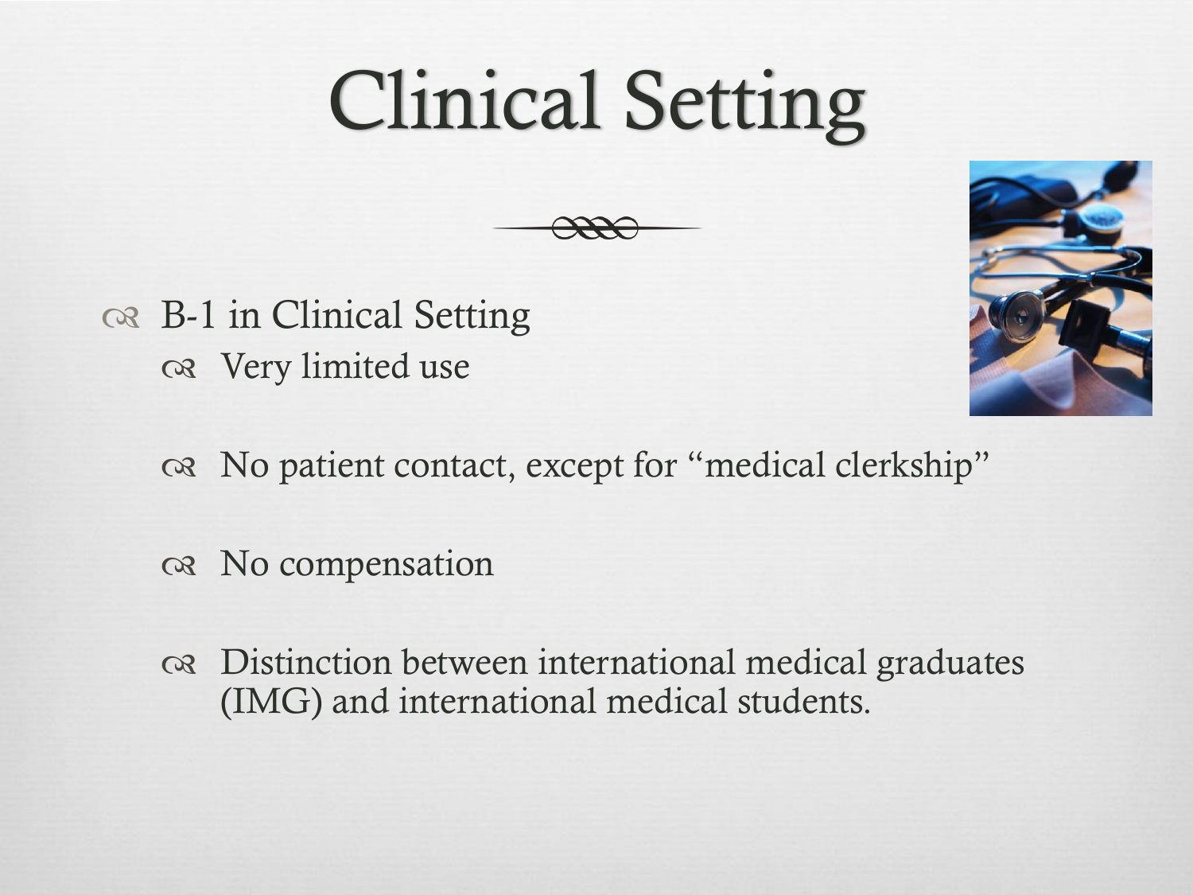# Clinical Setting

- B-1 in Clinical Setting
  - Very limited use
  - No patient contact, except for "medical clerkship"
  - No compensation
  - Distinction between international medical graduates (IMG) and international medical students.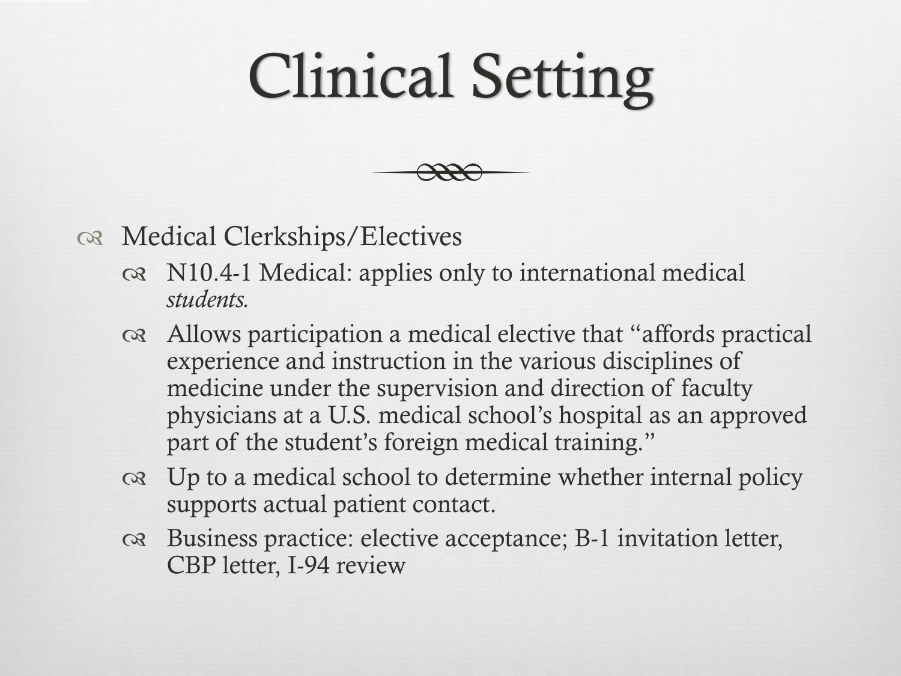# Clinical Setting

- Medical Clerkships/Electives
  - N10.4-1 Medical: applies only to international medical *students.*
  - Allows participation a medical elective that "affords practical experience and instruction in the various disciplines of medicine under the supervision and direction of faculty physicians at a U.S. medical school's hospital as an approved part of the student's foreign medical training."
  - Up to a medical school to determine whether internal policy supports actual patient contact.
  - Business practice: elective acceptance; B-1 invitation letter, CBP letter, I-94 review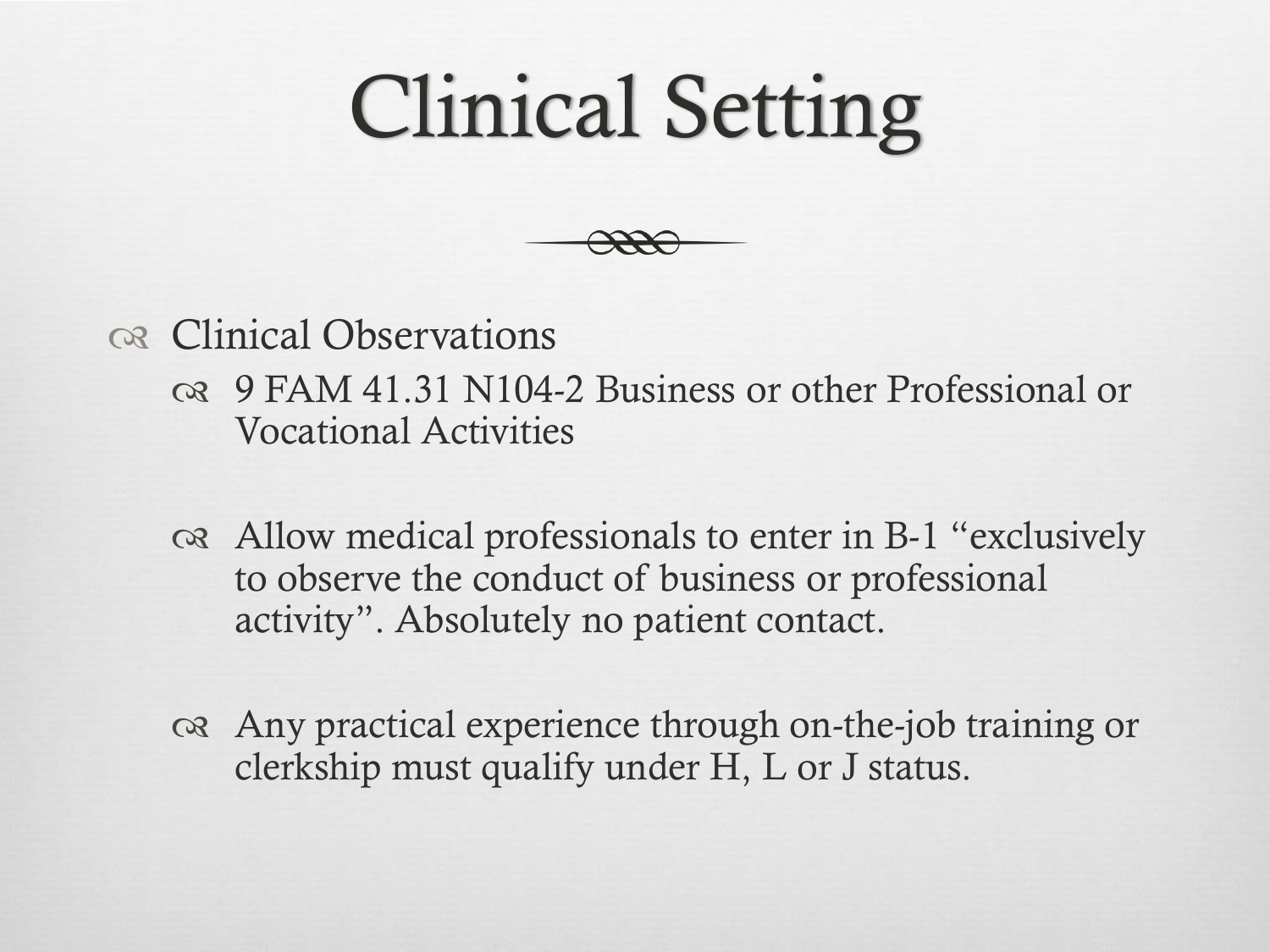# Clinical Setting

- Clinical Observations
  - 9 FAM 41.31 N104-2 Business or other Professional or Vocational Activities
  - Allow medical professionals to enter in B-1 "exclusively to observe the conduct of business or professional activity". Absolutely no patient contact.
  - Any practical experience through on-the-job training or clerkship must qualify under H, L or J status.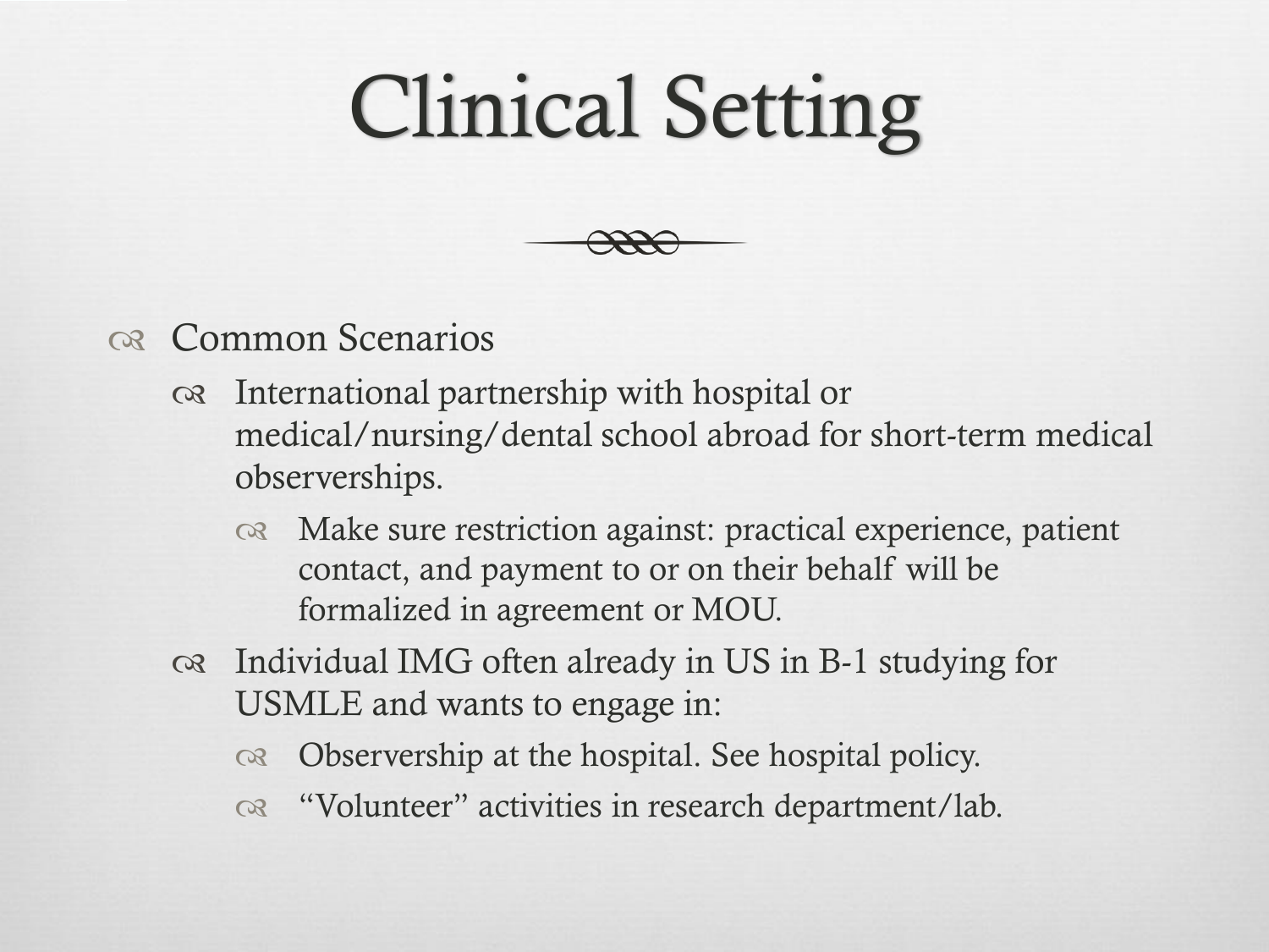# Clinical Setting

- Common Scenarios
  - International partnership with hospital or medical/nursing/dental school abroad for short-term medical observerships.
    - Make sure restriction against: practical experience, patient contact, and payment to or on their behalf will be formalized in agreement or MOU.
  - Individual IMG often already in US in B-1 studying for USMLE and wants to engage in:
    - Observership at the hospital. See hospital policy.
    - "Volunteer" activities in research department/lab.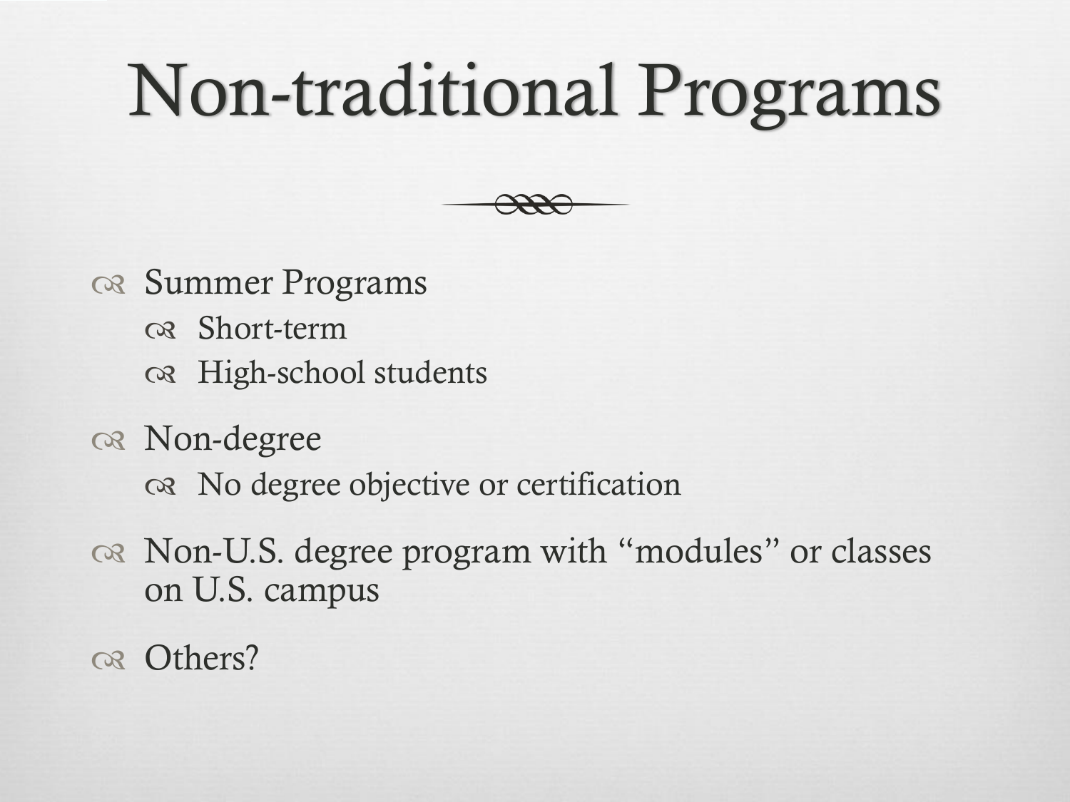# Non-traditional Programs

- Summer Programs
  - Short-term
  - High-school students
- Non-degree
  - No degree objective or certification
- Non-U.S. degree program with "modules" or classes on U.S. campus
- Others?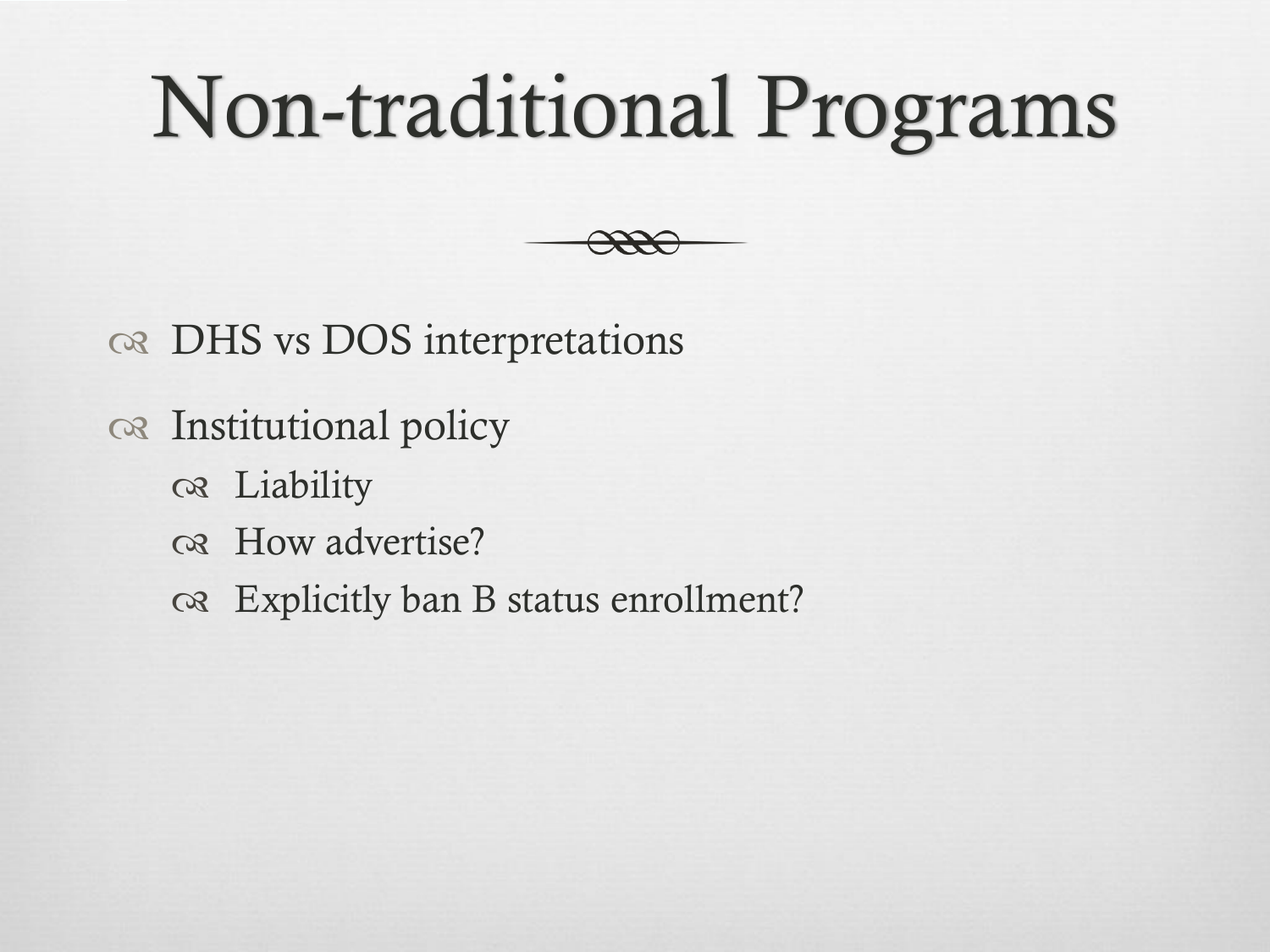# Non-traditional Programs

- DHS vs DOS interpretations
- Institutional policy
  - Liability
  - How advertise?
  - Explicitly ban B status enrollment?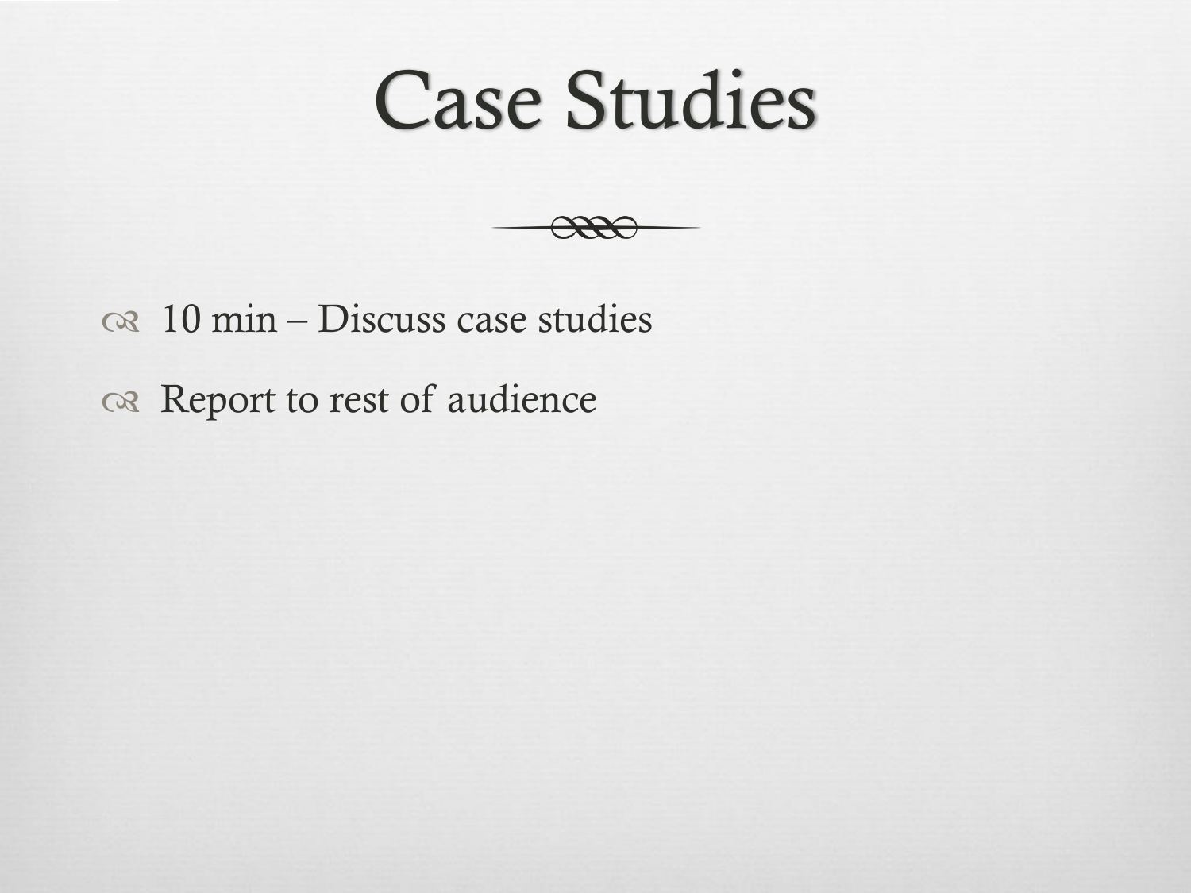# Case Studies

- 10 min – Discuss case studies
- Report to rest of audience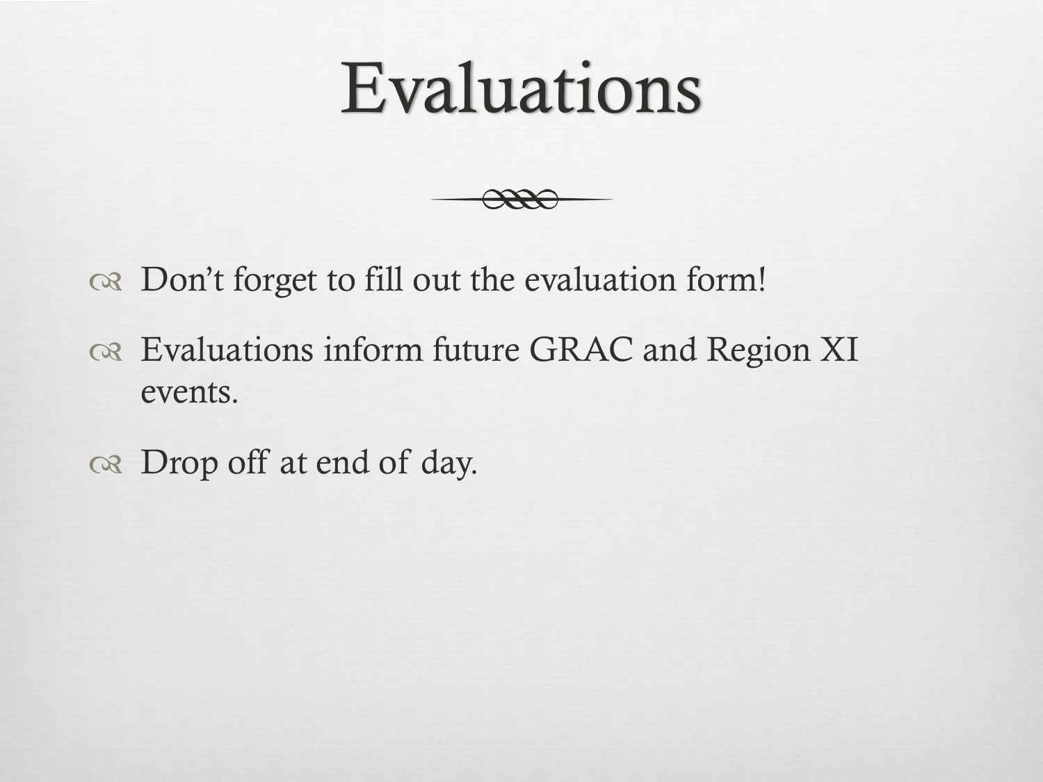# Evaluations

- Don't forget to fill out the evaluation form!
- Evaluations inform future GRAC and Region XI events.
- Drop off at end of day.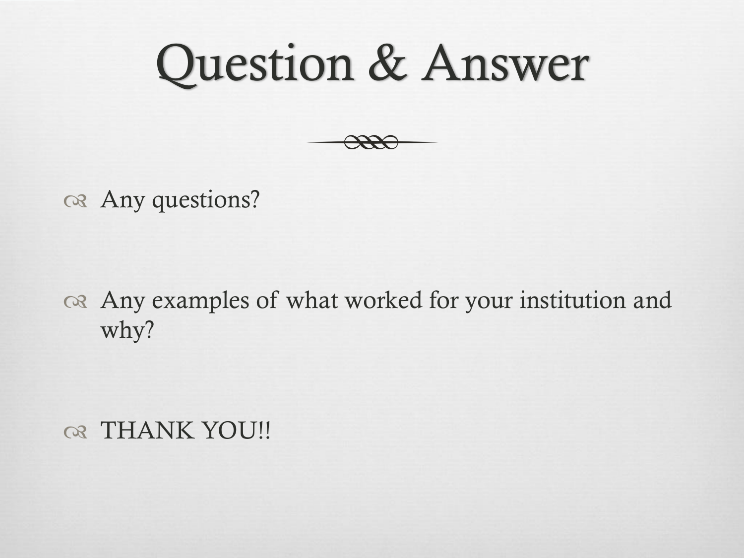# Question & Answer

- Any questions?
- Any examples of what worked for your institution and why?
- THANK YOU!!